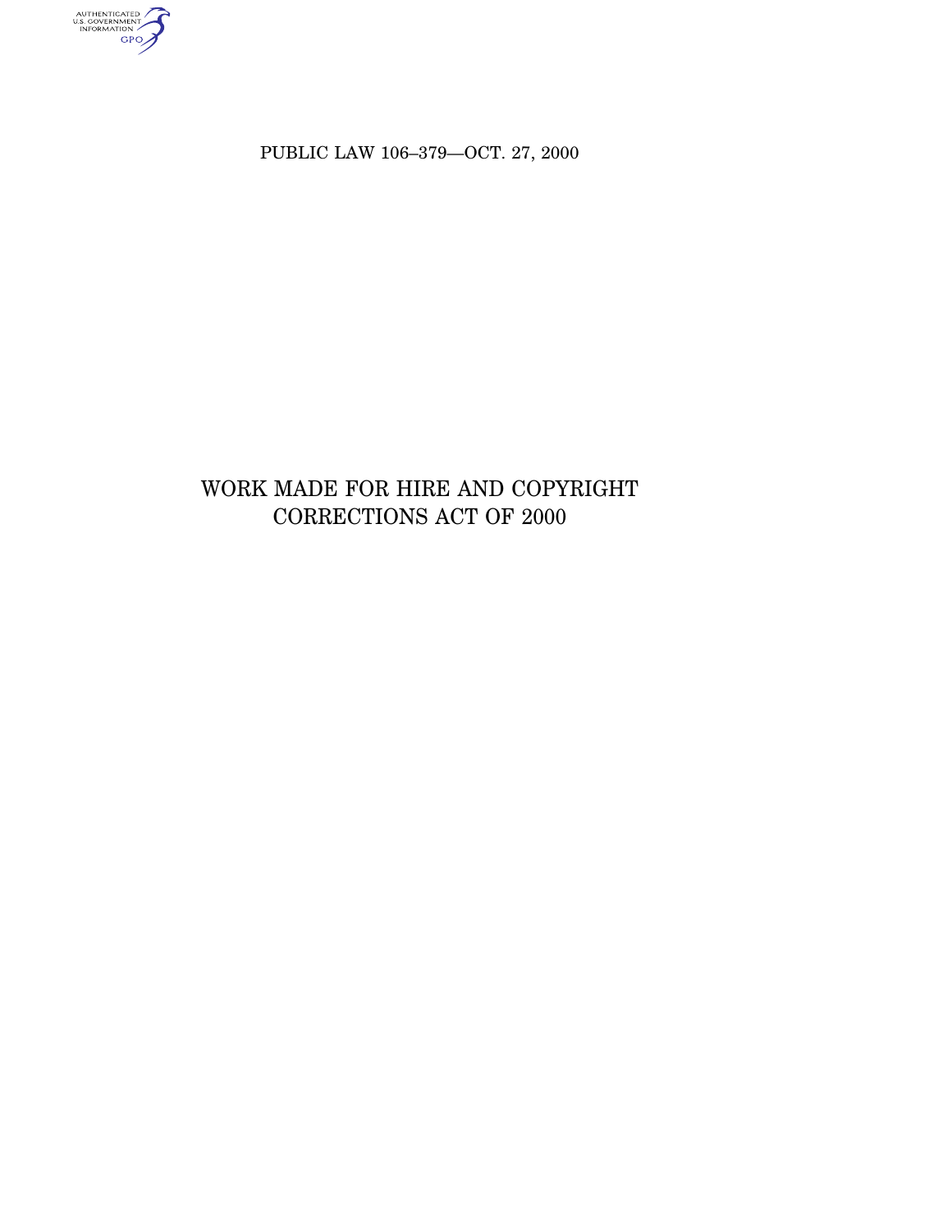PUBLIC LAW 106–379—OCT. 27, 2000

# WORK MADE FOR HIRE AND COPYRIGHT CORRECTIONS ACT OF 2000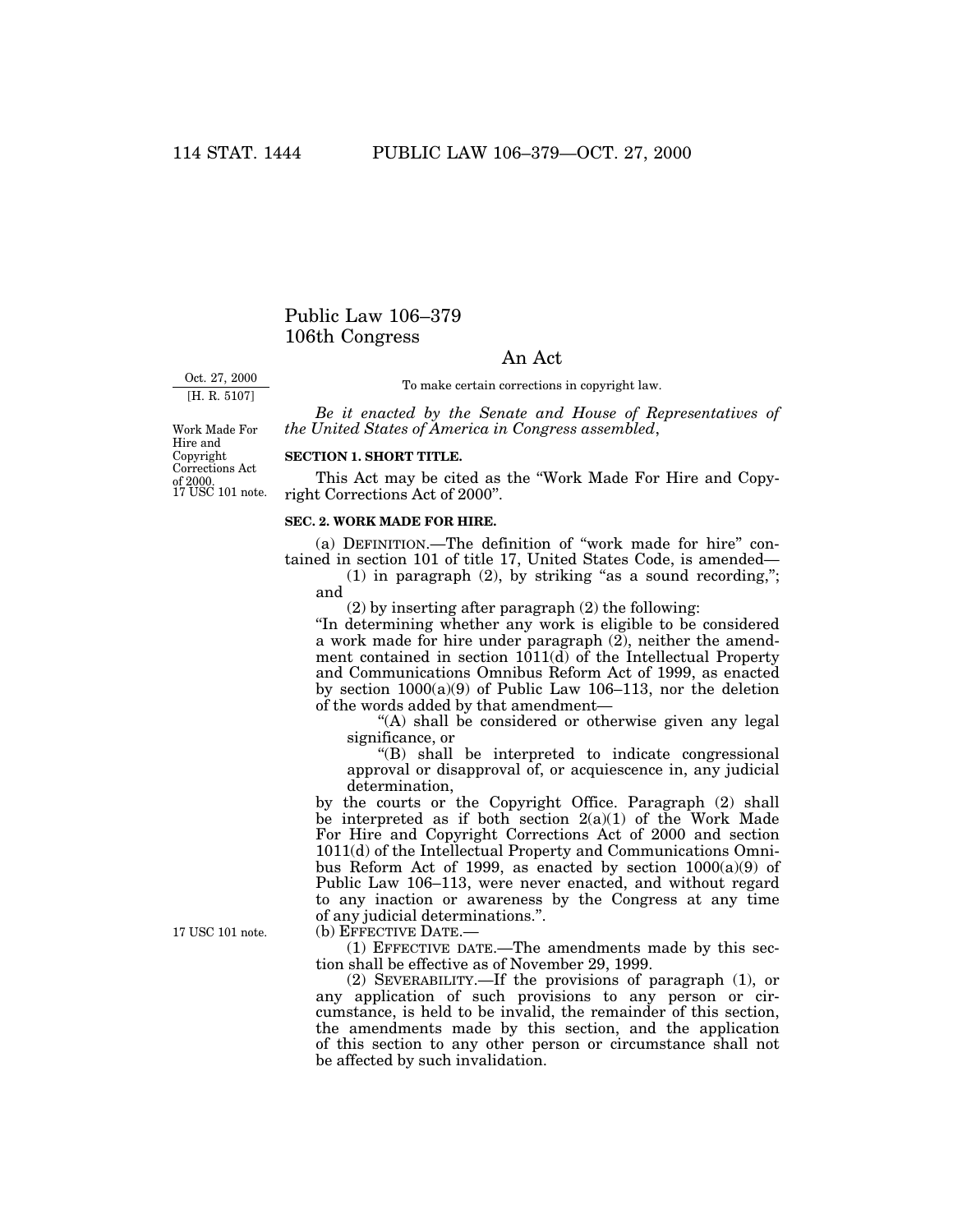# Public Law 106–379
# 106th Congress

## An Act

Oct. 27, 2000
[H. R. 5107]

To make certain corrections in copyright law.

*Be it enacted by the Senate and House of Representatives of the United States of America in Congress assembled*,

Work Made For Hire and Copyright Corrections Act of 2000.
17 USC 101 note.

**SECTION 1. SHORT TITLE.**

This Act may be cited as the "Work Made For Hire and Copyright Corrections Act of 2000".

**SEC. 2. WORK MADE FOR HIRE.**

(a) DEFINITION.—The definition of "work made for hire" contained in section 101 of title 17, United States Code, is amended—

(1) in paragraph (2), by striking "as a sound recording,"; and

(2) by inserting after paragraph (2) the following:

"In determining whether any work is eligible to be considered a work made for hire under paragraph (2), neither the amendment contained in section 1011(d) of the Intellectual Property and Communications Omnibus Reform Act of 1999, as enacted by section 1000(a)(9) of Public Law 106–113, nor the deletion of the words added by that amendment—

"(A) shall be considered or otherwise given any legal significance, or

"(B) shall be interpreted to indicate congressional approval or disapproval of, or acquiescence in, any judicial determination,

by the courts or the Copyright Office. Paragraph (2) shall be interpreted as if both section 2(a)(1) of the Work Made For Hire and Copyright Corrections Act of 2000 and section 1011(d) of the Intellectual Property and Communications Omnibus Reform Act of 1999, as enacted by section 1000(a)(9) of Public Law 106–113, were never enacted, and without regard to any inaction or awareness by the Congress at any time of any judicial determinations.".

17 USC 101 note.

(b) EFFECTIVE DATE.—

(1) EFFECTIVE DATE.—The amendments made by this section shall be effective as of November 29, 1999.

(2) SEVERABILITY.—If the provisions of paragraph (1), or any application of such provisions to any person or circumstance, is held to be invalid, the remainder of this section, the amendments made by this section, and the application of this section to any other person or circumstance shall not be affected by such invalidation.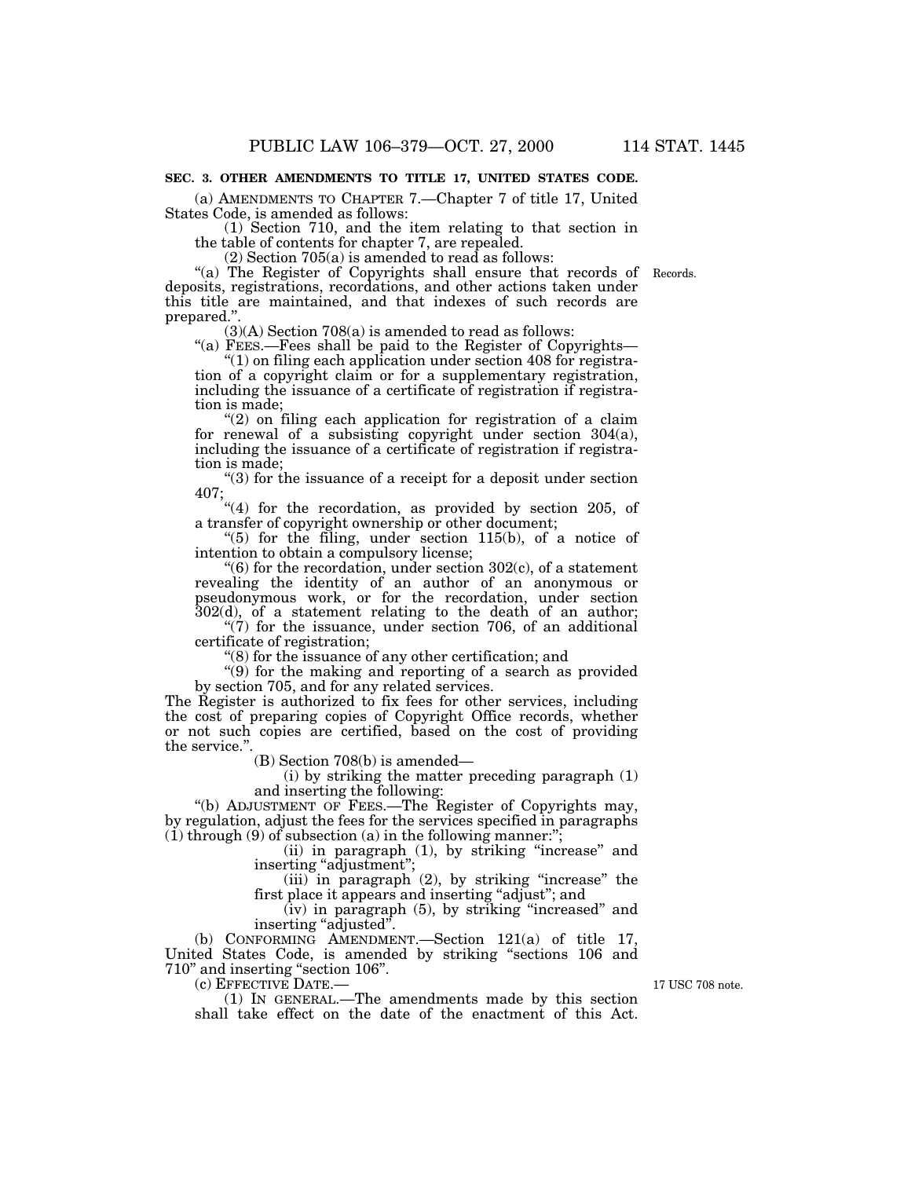**SEC. 3. OTHER AMENDMENTS TO TITLE 17, UNITED STATES CODE.**

(a) AMENDMENTS TO CHAPTER 7.—Chapter 7 of title 17, United States Code, is amended as follows:

(1) Section 710, and the item relating to that section in the table of contents for chapter 7, are repealed.

(2) Section 705(a) is amended to read as follows:

"(a) The Register of Copyrights shall ensure that records of deposits, registrations, recordations, and other actions taken under this title are maintained, and that indexes of such records are prepared.". Records.

(3)(A) Section 708(a) is amended to read as follows:

"(a) FEES.—Fees shall be paid to the Register of Copyrights—

"(1) on filing each application under section 408 for registration of a copyright claim or for a supplementary registration, including the issuance of a certificate of registration if registration is made;

"(2) on filing each application for registration of a claim for renewal of a subsisting copyright under section 304(a), including the issuance of a certificate of registration if registration is made;

"(3) for the issuance of a receipt for a deposit under section 407;

"(4) for the recordation, as provided by section 205, of a transfer of copyright ownership or other document;

"(5) for the filing, under section 115(b), of a notice of intention to obtain a compulsory license;

"(6) for the recordation, under section 302(c), of a statement revealing the identity of an author of an anonymous or pseudonymous work, or for the recordation, under section 302(d), of a statement relating to the death of an author;

"(7) for the issuance, under section 706, of an additional certificate of registration;

"(8) for the issuance of any other certification; and

"(9) for the making and reporting of a search as provided by section 705, and for any related services.

The Register is authorized to fix fees for other services, including the cost of preparing copies of Copyright Office records, whether or not such copies are certified, based on the cost of providing the service.".

(B) Section 708(b) is amended—

(i) by striking the matter preceding paragraph (1) and inserting the following:

"(b) ADJUSTMENT OF FEES.—The Register of Copyrights may, by regulation, adjust the fees for the services specified in paragraphs (1) through (9) of subsection (a) in the following manner:";

(ii) in paragraph (1), by striking "increase" and inserting "adjustment";

(iii) in paragraph (2), by striking "increase" the first place it appears and inserting "adjust"; and

(iv) in paragraph (5), by striking "increased" and inserting "adjusted".

(b) CONFORMING AMENDMENT.—Section 121(a) of title 17, United States Code, is amended by striking "sections 106 and 710" and inserting "section 106".

(c) EFFECTIVE DATE.— 17 USC 708 note.

(1) IN GENERAL.—The amendments made by this section shall take effect on the date of the enactment of this Act.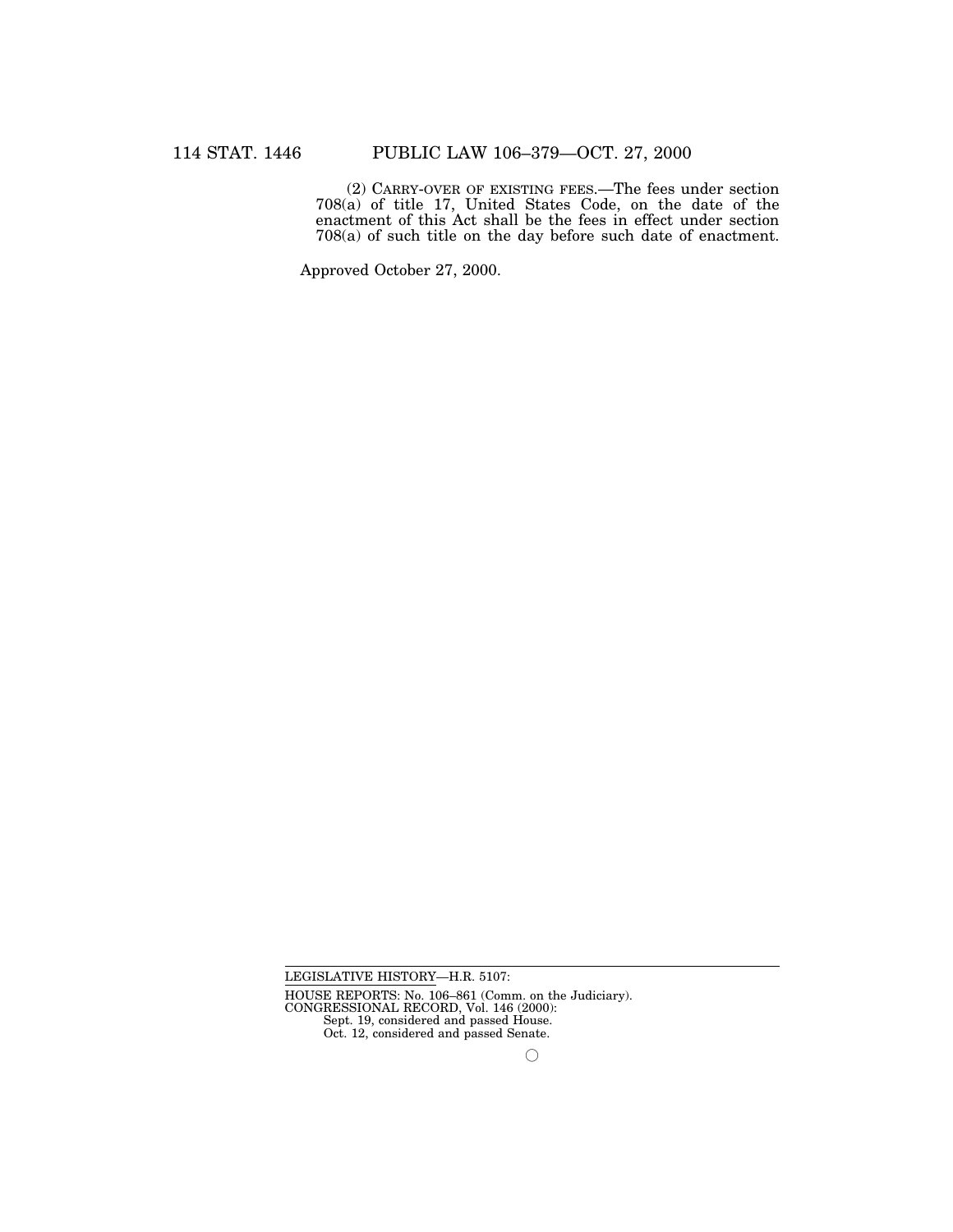(2) CARRY-OVER OF EXISTING FEES.—The fees under section 708(a) of title 17, United States Code, on the date of the enactment of this Act shall be the fees in effect under section 708(a) of such title on the day before such date of enactment.

Approved October 27, 2000.

---

LEGISLATIVE HISTORY—H.R. 5107:

HOUSE REPORTS: No. 106–861 (Comm. on the Judiciary).
CONGRESSIONAL RECORD, Vol. 146 (2000):
Sept. 19, considered and passed House.
Oct. 12, considered and passed Senate.